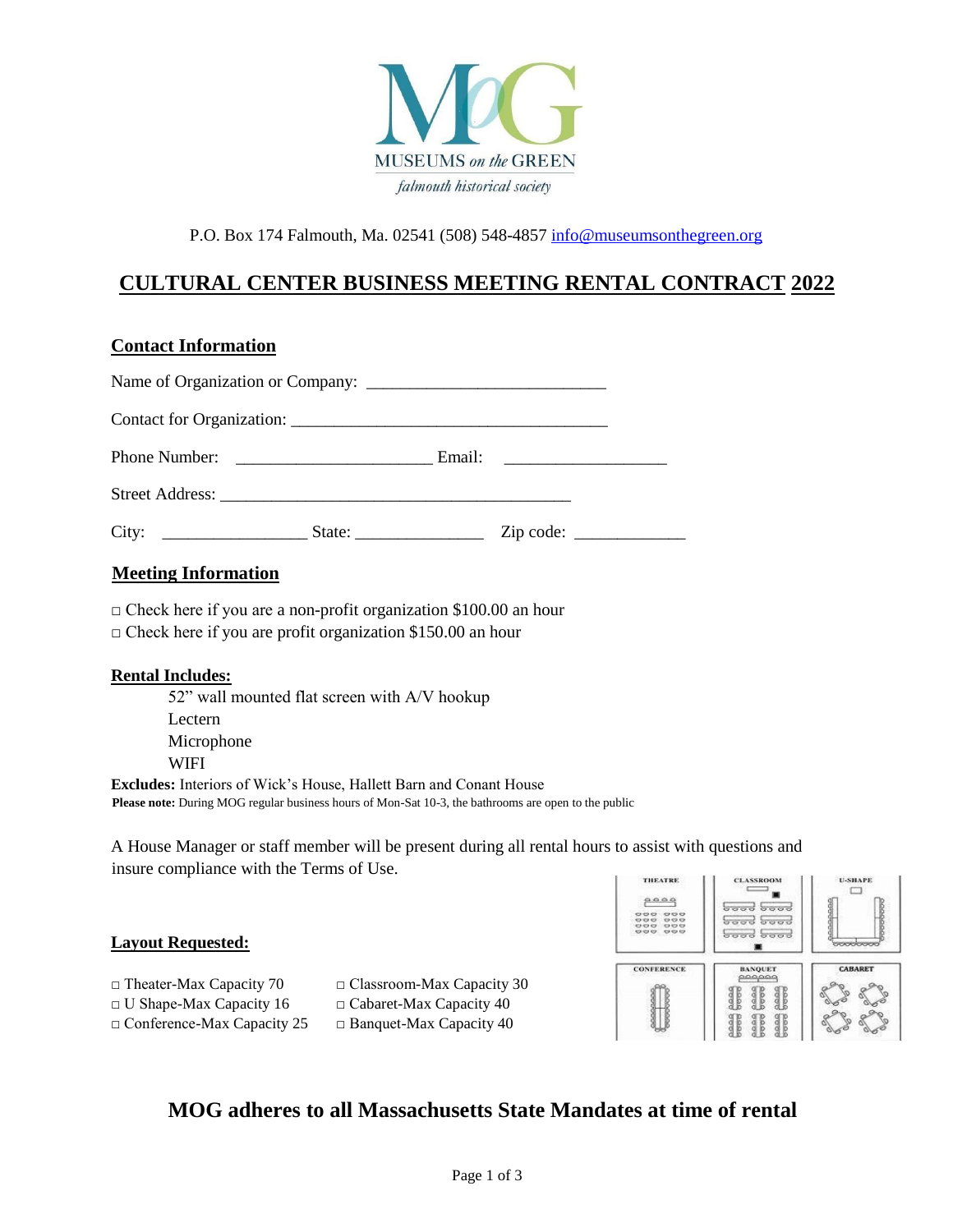MUSEUMS *on the* GREEN

*falmouth historical society*

P.O. Box 174 Falmouth, Ma. 02541 (508) 548-4857 info@museumsonthegreen.org

# CULTURAL CENTER BUSINESS MEETING RENTAL CONTRACT 2022

## Contact Information

Name of Organization or Company: ____________________________

Contact for Organization: _____________________________________

Phone Number: ______________________ Email: ___________________

Street Address: _________________________________________

City: ________________ State: ______________ Zip code: ____________

## Meeting Information

□ Check here if you are a non-profit organization $100.00 an hour
□ Check here if you are profit organization $150.00 an hour

**Rental Includes:**

- 52" wall mounted flat screen with A/V hookup
- Lectern
- Microphone
- WIFI

**Excludes:** Interiors of Wick's House, Hallett Barn and Conant House

**Please note:** During MOG regular business hours of Mon-Sat 10-3, the bathrooms are open to the public

A House Manager or staff member will be present during all rental hours to assist with questions and insure compliance with the Terms of Use.

**Layout Requested:**

□ Theater-Max Capacity 70
□ U Shape-Max Capacity 16
□ Conference-Max Capacity 25
□ Classroom-Max Capacity 30
□ Cabaret-Max Capacity 40
□ Banquet-Max Capacity 40

THEATRE | CLASSROOM | U-SHAPE | CONFERENCE | BANQUET | CABARET

## MOG adheres to all Massachusetts State Mandates at time of rental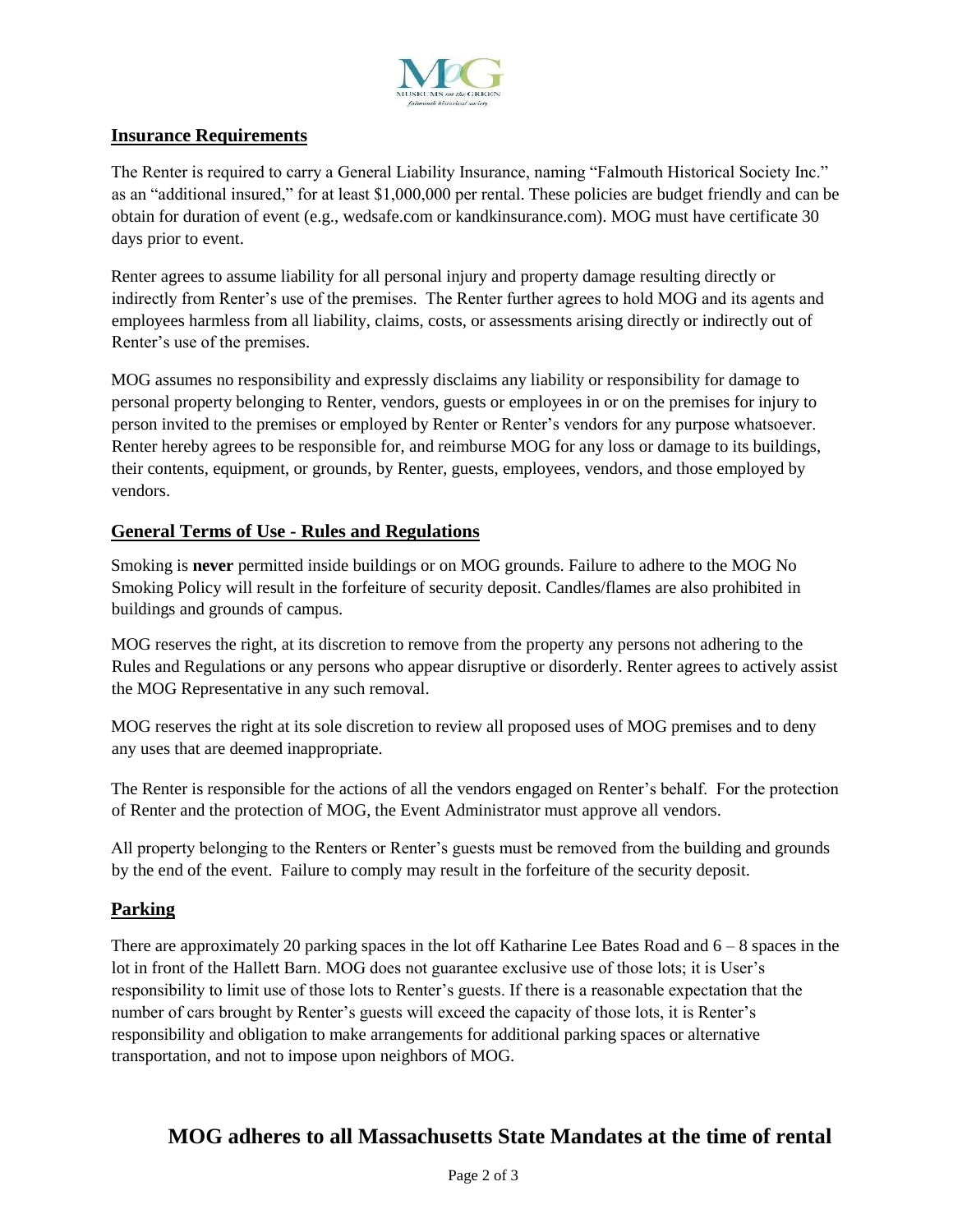## Insurance Requirements

The Renter is required to carry a General Liability Insurance, naming "Falmouth Historical Society Inc." as an "additional insured," for at least $1,000,000 per rental. These policies are budget friendly and can be obtain for duration of event (e.g., wedsafe.com or kandkinsurance.com). MOG must have certificate 30 days prior to event.

Renter agrees to assume liability for all personal injury and property damage resulting directly or indirectly from Renter's use of the premises. The Renter further agrees to hold MOG and its agents and employees harmless from all liability, claims, costs, or assessments arising directly or indirectly out of Renter's use of the premises.

MOG assumes no responsibility and expressly disclaims any liability or responsibility for damage to personal property belonging to Renter, vendors, guests or employees in or on the premises for injury to person invited to the premises or employed by Renter or Renter's vendors for any purpose whatsoever. Renter hereby agrees to be responsible for, and reimburse MOG for any loss or damage to its buildings, their contents, equipment, or grounds, by Renter, guests, employees, vendors, and those employed by vendors.

## General Terms of Use - Rules and Regulations

Smoking is **never** permitted inside buildings or on MOG grounds. Failure to adhere to the MOG No Smoking Policy will result in the forfeiture of security deposit. Candles/flames are also prohibited in buildings and grounds of campus.

MOG reserves the right, at its discretion to remove from the property any persons not adhering to the Rules and Regulations or any persons who appear disruptive or disorderly. Renter agrees to actively assist the MOG Representative in any such removal.

MOG reserves the right at its sole discretion to review all proposed uses of MOG premises and to deny any uses that are deemed inappropriate.

The Renter is responsible for the actions of all the vendors engaged on Renter's behalf. For the protection of Renter and the protection of MOG, the Event Administrator must approve all vendors.

All property belonging to the Renters or Renter's guests must be removed from the building and grounds by the end of the event. Failure to comply may result in the forfeiture of the security deposit.

## Parking

There are approximately 20 parking spaces in the lot off Katharine Lee Bates Road and 6 – 8 spaces in the lot in front of the Hallett Barn. MOG does not guarantee exclusive use of those lots; it is User's responsibility to limit use of those lots to Renter's guests. If there is a reasonable expectation that the number of cars brought by Renter's guests will exceed the capacity of those lots, it is Renter's responsibility and obligation to make arrangements for additional parking spaces or alternative transportation, and not to impose upon neighbors of MOG.

**MOG adheres to all Massachusetts State Mandates at the time of rental**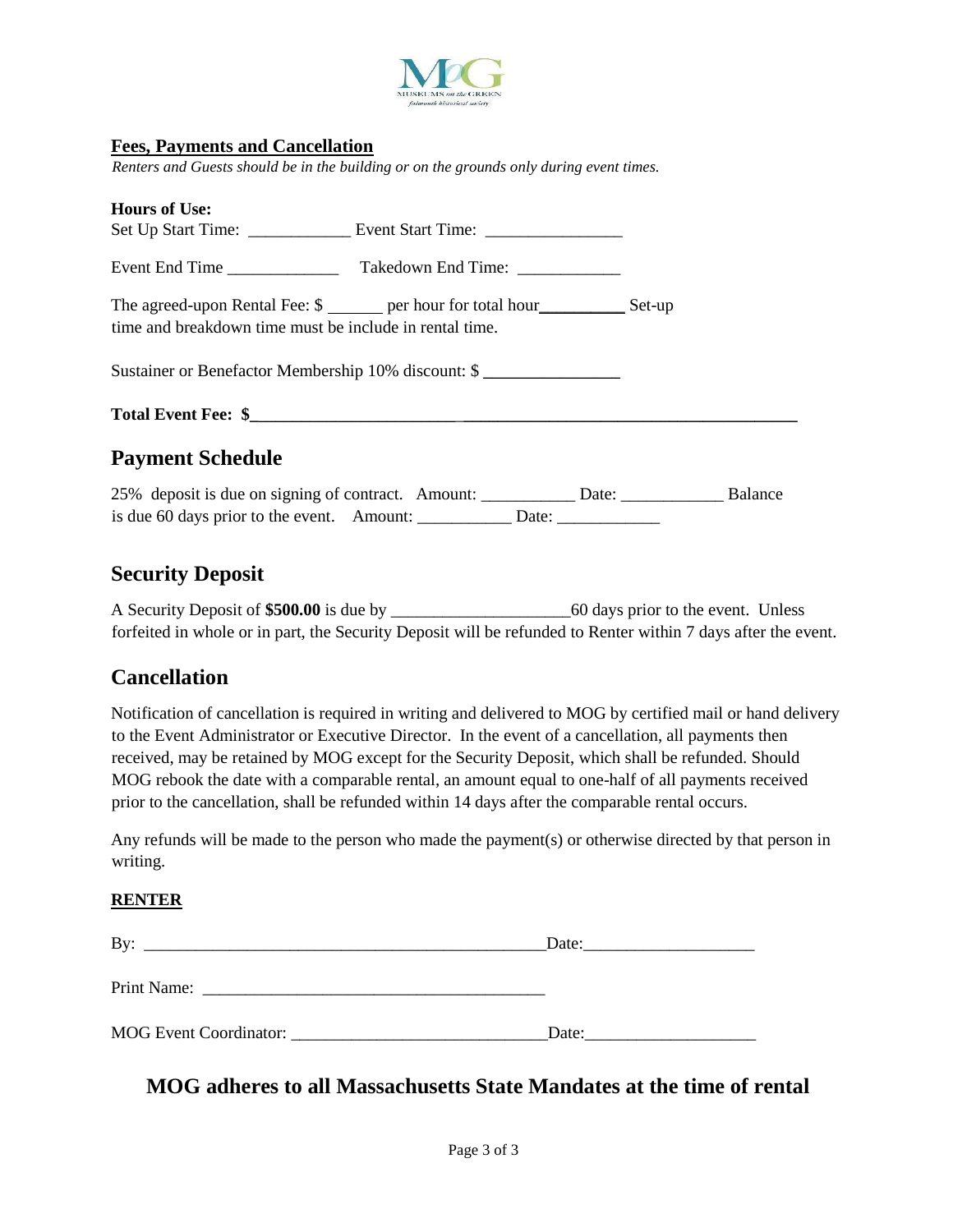**Fees, Payments and Cancellation**

*Renters and Guests should be in the building or on the grounds only during event times.*

**Hours of Use:**

Set Up Start Time: ____________ Event Start Time: ________________

Event End Time _____________ Takedown End Time: ____________

The agreed-upon Rental Fee: $ ______ per hour for total hour__________ Set-up time and breakdown time must be include in rental time.

Sustainer or Benefactor Membership 10% discount: $ ________________

**Total Event Fee: $**__________________________________________________________________

## Payment Schedule

25% deposit is due on signing of contract. Amount: ___________ Date: ____________ Balance is due 60 days prior to the event. Amount: ___________ Date: ____________

## Security Deposit

A Security Deposit of **$500.00** is due by ____________________60 days prior to the event. Unless forfeited in whole or in part, the Security Deposit will be refunded to Renter within 7 days after the event.

## Cancellation

Notification of cancellation is required in writing and delivered to MOG by certified mail or hand delivery to the Event Administrator or Executive Director. In the event of a cancellation, all payments then received, may be retained by MOG except for the Security Deposit, which shall be refunded. Should MOG rebook the date with a comparable rental, an amount equal to one-half of all payments received prior to the cancellation, shall be refunded within 14 days after the comparable rental occurs.

Any refunds will be made to the person who made the payment(s) or otherwise directed by that person in writing.

**RENTER**

By: ________________________________________________Date:____________________

Print Name: _________________________________________

MOG Event Coordinator: ______________________________Date:____________________

**MOG adheres to all Massachusetts State Mandates at the time of rental**